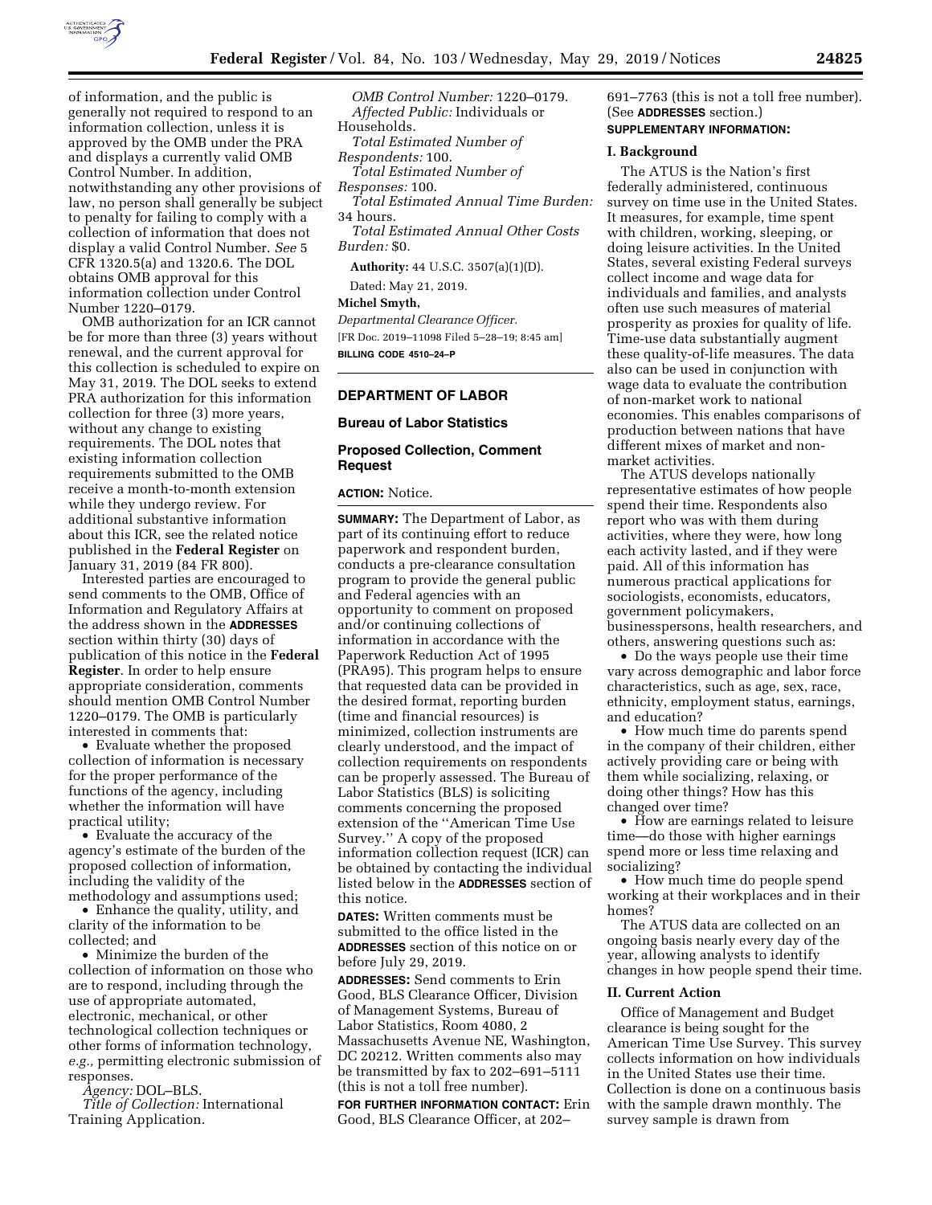of information, and the public is generally not required to respond to an information collection, unless it is approved by the OMB under the PRA and displays a currently valid OMB Control Number. In addition, notwithstanding any other provisions of law, no person shall generally be subject to penalty for failing to comply with a collection of information that does not display a valid Control Number. *See* 5 CFR 1320.5(a) and 1320.6. The DOL obtains OMB approval for this information collection under Control Number 1220–0179.

OMB authorization for an ICR cannot be for more than three (3) years without renewal, and the current approval for this collection is scheduled to expire on May 31, 2019. The DOL seeks to extend PRA authorization for this information collection for three (3) more years, without any change to existing requirements. The DOL notes that existing information collection requirements submitted to the OMB receive a month-to-month extension while they undergo review. For additional substantive information about this ICR, see the related notice published in the **Federal Register** on January 31, 2019 (84 FR 800).

Interested parties are encouraged to send comments to the OMB, Office of Information and Regulatory Affairs at the address shown in the **ADDRESSES** section within thirty (30) days of publication of this notice in the **Federal Register**. In order to help ensure appropriate consideration, comments should mention OMB Control Number 1220–0179. The OMB is particularly interested in comments that:

- Evaluate whether the proposed collection of information is necessary for the proper performance of the functions of the agency, including whether the information will have practical utility;
- Evaluate the accuracy of the agency's estimate of the burden of the proposed collection of information, including the validity of the methodology and assumptions used;
- Enhance the quality, utility, and clarity of the information to be collected; and
- Minimize the burden of the collection of information on those who are to respond, including through the use of appropriate automated, electronic, mechanical, or other technological collection techniques or other forms of information technology, *e.g.,* permitting electronic submission of responses.

*Agency:* DOL–BLS.

*Title of Collection:* International Training Application.

*OMB Control Number:* 1220–0179.

*Affected Public:* Individuals or Households.

*Total Estimated Number of Respondents:* 100.

*Total Estimated Number of Responses:* 100.

*Total Estimated Annual Time Burden:* 34 hours.

*Total Estimated Annual Other Costs Burden:* $0.

**Authority:** 44 U.S.C. 3507(a)(1)(D).

Dated: May 21, 2019.

**Michel Smyth,**

*Departmental Clearance Officer.*

[FR Doc. 2019–11098 Filed 5–28–19; 8:45 am]

**BILLING CODE 4510–24–P**

## DEPARTMENT OF LABOR

### Bureau of Labor Statistics

### Proposed Collection, Comment Request

**ACTION:** Notice.

**SUMMARY:** The Department of Labor, as part of its continuing effort to reduce paperwork and respondent burden, conducts a pre-clearance consultation program to provide the general public and Federal agencies with an opportunity to comment on proposed and/or continuing collections of information in accordance with the Paperwork Reduction Act of 1995 (PRA95). This program helps to ensure that requested data can be provided in the desired format, reporting burden (time and financial resources) is minimized, collection instruments are clearly understood, and the impact of collection requirements on respondents can be properly assessed. The Bureau of Labor Statistics (BLS) is soliciting comments concerning the proposed extension of the ''American Time Use Survey.'' A copy of the proposed information collection request (ICR) can be obtained by contacting the individual listed below in the **ADDRESSES** section of this notice.

**DATES:** Written comments must be submitted to the office listed in the **ADDRESSES** section of this notice on or before July 29, 2019.

**ADDRESSES:** Send comments to Erin Good, BLS Clearance Officer, Division of Management Systems, Bureau of Labor Statistics, Room 4080, 2 Massachusetts Avenue NE, Washington, DC 20212. Written comments also may be transmitted by fax to 202–691–5111 (this is not a toll free number).

**FOR FURTHER INFORMATION CONTACT:** Erin Good, BLS Clearance Officer, at 202–691–7763 (this is not a toll free number). (See **ADDRESSES** section.)

**SUPPLEMENTARY INFORMATION:**

### I. Background

The ATUS is the Nation's first federally administered, continuous survey on time use in the United States. It measures, for example, time spent with children, working, sleeping, or doing leisure activities. In the United States, several existing Federal surveys collect income and wage data for individuals and families, and analysts often use such measures of material prosperity as proxies for quality of life. Time-use data substantially augment these quality-of-life measures. The data also can be used in conjunction with wage data to evaluate the contribution of non-market work to national economies. This enables comparisons of production between nations that have different mixes of market and non-market activities.

The ATUS develops nationally representative estimates of how people spend their time. Respondents also report who was with them during activities, where they were, how long each activity lasted, and if they were paid. All of this information has numerous practical applications for sociologists, economists, educators, government policymakers, businesspersons, health researchers, and others, answering questions such as:

- Do the ways people use their time vary across demographic and labor force characteristics, such as age, sex, race, ethnicity, employment status, earnings, and education?
- How much time do parents spend in the company of their children, either actively providing care or being with them while socializing, relaxing, or doing other things? How has this changed over time?
- How are earnings related to leisure time—do those with higher earnings spend more or less time relaxing and socializing?
- How much time do people spend working at their workplaces and in their homes?

The ATUS data are collected on an ongoing basis nearly every day of the year, allowing analysts to identify changes in how people spend their time.

### II. Current Action

Office of Management and Budget clearance is being sought for the American Time Use Survey. This survey collects information on how individuals in the United States use their time. Collection is done on a continuous basis with the sample drawn monthly. The survey sample is drawn from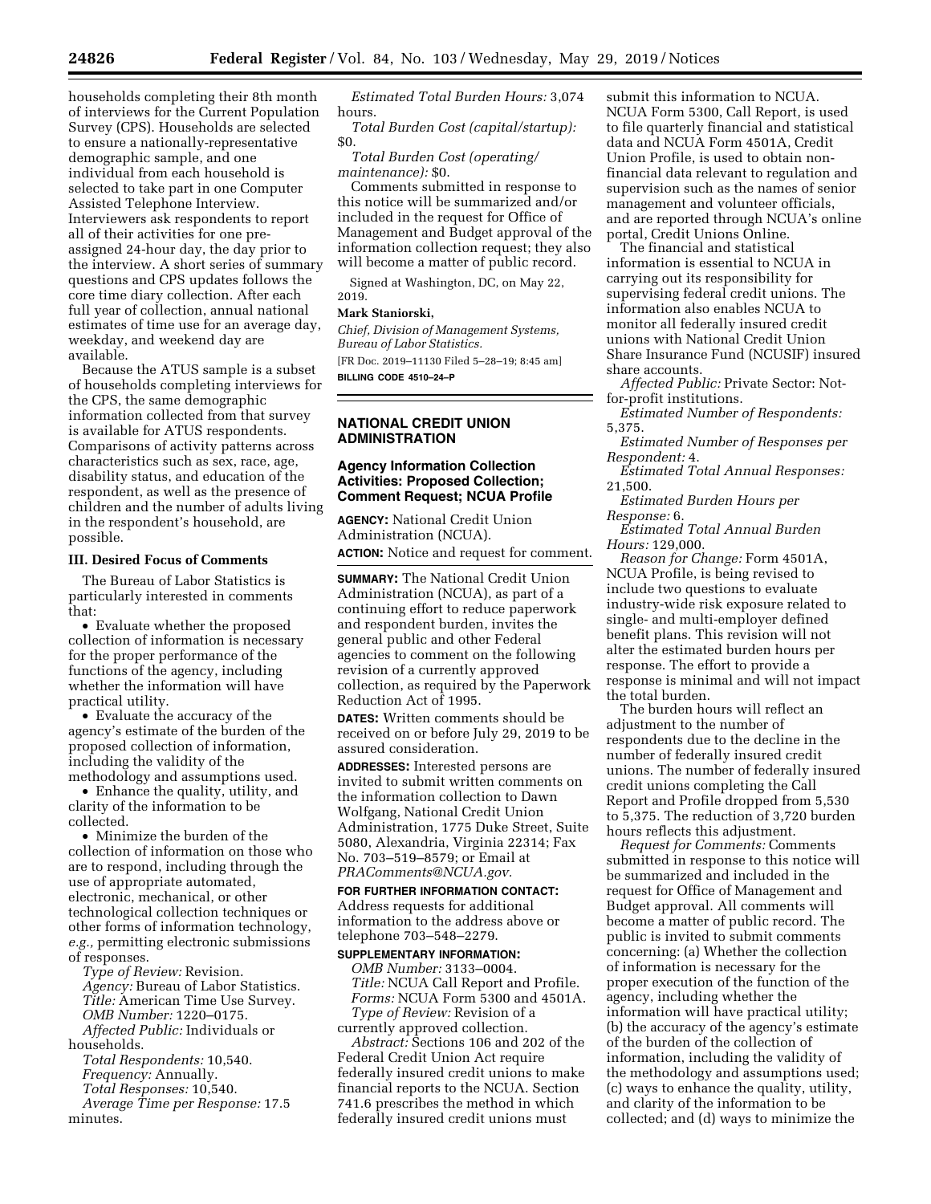households completing their 8th month of interviews for the Current Population Survey (CPS). Households are selected to ensure a nationally-representative demographic sample, and one individual from each household is selected to take part in one Computer Assisted Telephone Interview. Interviewers ask respondents to report all of their activities for one pre-assigned 24-hour day, the day prior to the interview. A short series of summary questions and CPS updates follows the core time diary collection. After each full year of collection, annual national estimates of time use for an average day, weekday, and weekend day are available.

Because the ATUS sample is a subset of households completing interviews for the CPS, the same demographic information collected from that survey is available for ATUS respondents. Comparisons of activity patterns across characteristics such as sex, race, age, disability status, and education of the respondent, as well as the presence of children and the number of adults living in the respondent's household, are possible.

### III. Desired Focus of Comments

The Bureau of Labor Statistics is particularly interested in comments that:

- Evaluate whether the proposed collection of information is necessary for the proper performance of the functions of the agency, including whether the information will have practical utility.
- Evaluate the accuracy of the agency's estimate of the burden of the proposed collection of information, including the validity of the methodology and assumptions used.
- Enhance the quality, utility, and clarity of the information to be collected.
- Minimize the burden of the collection of information on those who are to respond, including through the use of appropriate automated, electronic, mechanical, or other technological collection techniques or other forms of information technology, *e.g.,* permitting electronic submissions of responses.

*Type of Review:* Revision.
*Agency:* Bureau of Labor Statistics.
*Title:* American Time Use Survey.
*OMB Number:* 1220–0175.
*Affected Public:* Individuals or households.
*Total Respondents:* 10,540.
*Frequency:* Annually.
*Total Responses:* 10,540.
*Average Time per Response:* 17.5 minutes.
*Estimated Total Burden Hours:* 3,074 hours.
*Total Burden Cost (capital/startup):* $0.
*Total Burden Cost (operating/maintenance):* $0.

Comments submitted in response to this notice will be summarized and/or included in the request for Office of Management and Budget approval of the information collection request; they also will become a matter of public record.

Signed at Washington, DC, on May 22, 2019.

**Mark Staniorski,**

*Chief, Division of Management Systems, Bureau of Labor Statistics.*

[FR Doc. 2019–11130 Filed 5–28–19; 8:45 am]

**BILLING CODE 4510–24–P**

## NATIONAL CREDIT UNION ADMINISTRATION

### Agency Information Collection Activities: Proposed Collection; Comment Request; NCUA Profile

**AGENCY:** National Credit Union Administration (NCUA).

**ACTION:** Notice and request for comment.

**SUMMARY:** The National Credit Union Administration (NCUA), as part of a continuing effort to reduce paperwork and respondent burden, invites the general public and other Federal agencies to comment on the following revision of a currently approved collection, as required by the Paperwork Reduction Act of 1995.

**DATES:** Written comments should be received on or before July 29, 2019 to be assured consideration.

**ADDRESSES:** Interested persons are invited to submit written comments on the information collection to Dawn Wolfgang, National Credit Union Administration, 1775 Duke Street, Suite 5080, Alexandria, Virginia 22314; Fax No. 703–519–8579; or Email at *PRAComments@NCUA.gov*.

**FOR FURTHER INFORMATION CONTACT:** Address requests for additional information to the address above or telephone 703–548–2279.

**SUPPLEMENTARY INFORMATION:**

*OMB Number:* 3133–0004.
*Title:* NCUA Call Report and Profile.
*Forms:* NCUA Form 5300 and 4501A.
*Type of Review:* Revision of a currently approved collection.

*Abstract:* Sections 106 and 202 of the Federal Credit Union Act require federally insured credit unions to make financial reports to the NCUA. Section 741.6 prescribes the method in which federally insured credit unions must submit this information to NCUA. NCUA Form 5300, Call Report, is used to file quarterly financial and statistical data and NCUA Form 4501A, Credit Union Profile, is used to obtain non-financial data relevant to regulation and supervision such as the names of senior management and volunteer officials, and are reported through NCUA's online portal, Credit Unions Online.

The financial and statistical information is essential to NCUA in carrying out its responsibility for supervising federal credit unions. The information also enables NCUA to monitor all federally insured credit unions with National Credit Union Share Insurance Fund (NCUSIF) insured share accounts.

*Affected Public:* Private Sector: Not-for-profit institutions.
*Estimated Number of Respondents:* 5,375.
*Estimated Number of Responses per Respondent:* 4.
*Estimated Total Annual Responses:* 21,500.
*Estimated Burden Hours per Response:* 6.
*Estimated Total Annual Burden Hours:* 129,000.

*Reason for Change:* Form 4501A, NCUA Profile, is being revised to include two questions to evaluate industry-wide risk exposure related to single- and multi-employer defined benefit plans. This revision will not alter the estimated burden hours per response. The effort to provide a response is minimal and will not impact the total burden.

The burden hours will reflect an adjustment to the number of respondents due to the decline in the number of federally insured credit unions. The number of federally insured credit unions completing the Call Report and Profile dropped from 5,530 to 5,375. The reduction of 3,720 burden hours reflects this adjustment.

*Request for Comments:* Comments submitted in response to this notice will be summarized and included in the request for Office of Management and Budget approval. All comments will become a matter of public record. The public is invited to submit comments concerning: (a) Whether the collection of information is necessary for the proper execution of the function of the agency, including whether the information will have practical utility; (b) the accuracy of the agency's estimate of the burden of the collection of information, including the validity of the methodology and assumptions used; (c) ways to enhance the quality, utility, and clarity of the information to be collected; and (d) ways to minimize the